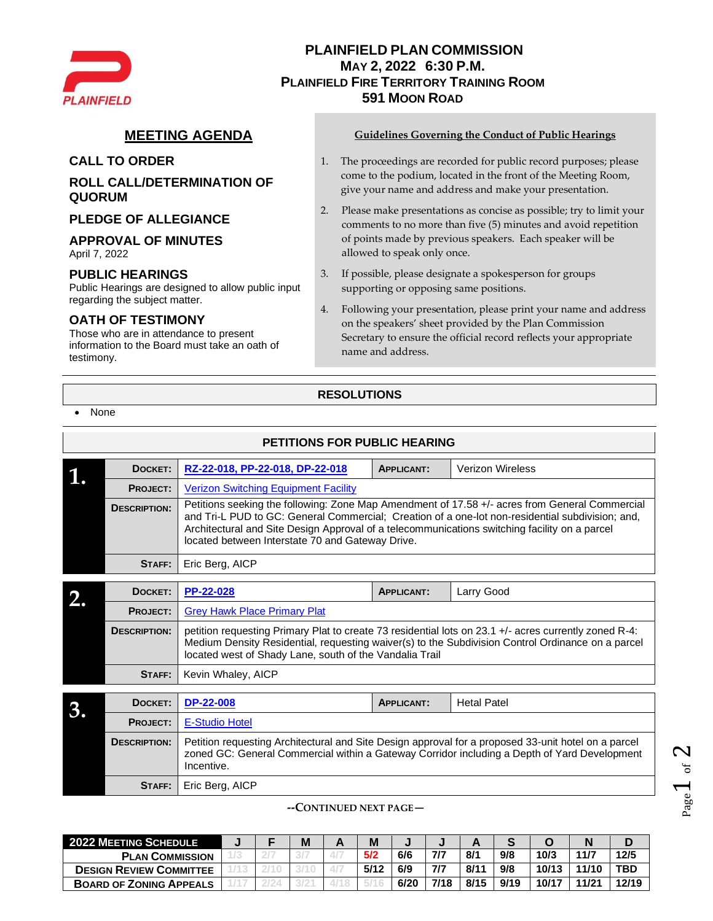# PLAINFIELD PLAN COMMISSION
## MAY 2, 2022 6:30 P.M.
## PLAINFIELD FIRE TERRITORY TRAINING ROOM
## 591 MOON ROAD

## MEETING AGENDA

### CALL TO ORDER

### ROLL CALL/DETERMINATION OF QUORUM

### PLEDGE OF ALLEGIANCE

### APPROVAL OF MINUTES
April 7, 2022

### PUBLIC HEARINGS
Public Hearings are designed to allow public input regarding the subject matter.

### OATH OF TESTIMONY
Those who are in attendance to present information to the Board must take an oath of testimony.

**Guidelines Governing the Conduct of Public Hearings**

1. The proceedings are recorded for public record purposes; please come to the podium, located in the front of the Meeting Room, give your name and address and make your presentation.
2. Please make presentations as concise as possible; try to limit your comments to no more than five (5) minutes and avoid repetition of points made by previous speakers. Each speaker will be allowed to speak only once.
3. If possible, please designate a spokesperson for groups supporting or opposing same positions.
4. Following your presentation, please print your name and address on the speakers' sheet provided by the Plan Commission Secretary to ensure the official record reflects your appropriate name and address.

## RESOLUTIONS

- None

## PETITIONS FOR PUBLIC HEARING

**1.**

| | | | |
|---|---|---|---|
| **DOCKET:** | RZ-22-018, PP-22-018, DP-22-018 | **APPLICANT:** | Verizon Wireless |
| **PROJECT:** | Verizon Switching Equipment Facility | | |
| **DESCRIPTION:** | Petitions seeking the following: Zone Map Amendment of 17.58 +/- acres from General Commercial and Tri-L PUD to GC: General Commercial; Creation of a one-lot non-residential subdivision; and, Architectural and Site Design Approval of a telecommunications switching facility on a parcel located between Interstate 70 and Gateway Drive. | | |
| **STAFF:** | Eric Berg, AICP | | |

**2.**

| | | | |
|---|---|---|---|
| **DOCKET:** | PP-22-028 | **APPLICANT:** | Larry Good |
| **PROJECT:** | Grey Hawk Place Primary Plat | | |
| **DESCRIPTION:** | petition requesting Primary Plat to create 73 residential lots on 23.1 +/- acres currently zoned R-4: Medium Density Residential, requesting waiver(s) to the Subdivision Control Ordinance on a parcel located west of Shady Lane, south of the Vandalia Trail | | |
| **STAFF:** | Kevin Whaley, AICP | | |

**3.**

| | | | |
|---|---|---|---|
| **DOCKET:** | DP-22-008 | **APPLICANT:** | Hetal Patel |
| **PROJECT:** | E-Studio Hotel | | |
| **DESCRIPTION:** | Petition requesting Architectural and Site Design approval for a proposed 33-unit hotel on a parcel zoned GC: General Commercial within a Gateway Corridor including a Depth of Yard Development Incentive. | | |
| **STAFF:** | Eric Berg, AICP | | |

--CONTINUED NEXT PAGE—

| 2022 MEETING SCHEDULE | J | F | M | A | M | J | J | A | S | O | N | D |
|---|---|---|---|---|---|---|---|---|---|---|---|---|
| PLAN COMMISSION | 1/3 | 2/7 | 3/7 | 4/7 | 5/2 | 6/6 | 7/7 | 8/1 | 9/8 | 10/3 | 11/7 | 12/5 |
| DESIGN REVIEW COMMITTEE | 1/13 | 2/10 | 3/10 | 4/7 | 5/12 | 6/9 | 7/7 | 8/11 | 9/8 | 10/13 | 11/10 | TBD |
| BOARD OF ZONING APPEALS | 1/17 | 2/24 | 3/21 | 4/18 | 5/16 | 6/20 | 7/18 | 8/15 | 9/19 | 10/17 | 11/21 | 12/19 |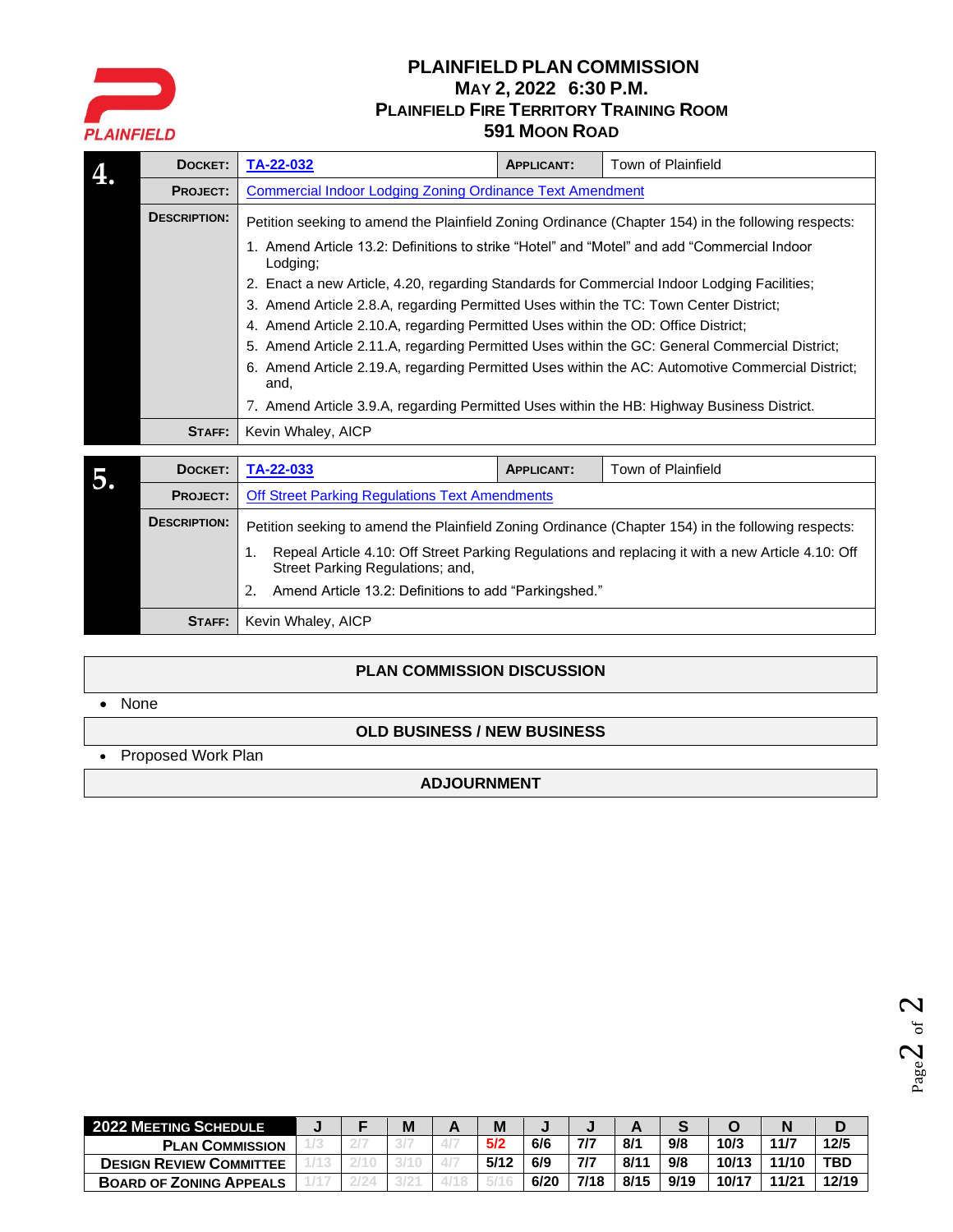# PLAINFIELD PLAN COMMISSION
## MAY 2, 2022 6:30 P.M.
## PLAINFIELD FIRE TERRITORY TRAINING ROOM
## 591 MOON ROAD

| 4. | | | | |
|---|---|---|---|---|
| | **DOCKET:** | TA-22-032 | **APPLICANT:** | Town of Plainfield |
| | **PROJECT:** | Commercial Indoor Lodging Zoning Ordinance Text Amendment | | |
| | **DESCRIPTION:** | Petition seeking to amend the Plainfield Zoning Ordinance (Chapter 154) in the following respects:<br>1. Amend Article 13.2: Definitions to strike "Hotel" and "Motel" and add "Commercial Indoor Lodging;<br>2. Enact a new Article, 4.20, regarding Standards for Commercial Indoor Lodging Facilities;<br>3. Amend Article 2.8.A, regarding Permitted Uses within the TC: Town Center District;<br>4. Amend Article 2.10.A, regarding Permitted Uses within the OD: Office District;<br>5. Amend Article 2.11.A, regarding Permitted Uses within the GC: General Commercial District;<br>6. Amend Article 2.19.A, regarding Permitted Uses within the AC: Automotive Commercial District; and,<br>7. Amend Article 3.9.A, regarding Permitted Uses within the HB: Highway Business District. | | |
| | **STAFF:** | Kevin Whaley, AICP | | |

| 5. | | | | |
|---|---|---|---|---|
| | **DOCKET:** | TA-22-033 | **APPLICANT:** | Town of Plainfield |
| | **PROJECT:** | Off Street Parking Regulations Text Amendments | | |
| | **DESCRIPTION:** | Petition seeking to amend the Plainfield Zoning Ordinance (Chapter 154) in the following respects:<br>1. Repeal Article 4.10: Off Street Parking Regulations and replacing it with a new Article 4.10: Off Street Parking Regulations; and,<br>2. Amend Article 13.2: Definitions to add "Parkingshed." | | |
| | **STAFF:** | Kevin Whaley, AICP | | |

## PLAN COMMISSION DISCUSSION

- None

## OLD BUSINESS / NEW BUSINESS

- Proposed Work Plan

## ADJOURNMENT

| 2022 MEETING SCHEDULE | J | F | M | A | M | J | J | A | S | O | N | D |
|---|---|---|---|---|---|---|---|---|---|---|---|---|
| PLAN COMMISSION | 1/3 | 2/7 | 3/7 | 4/7 | 5/2 | 6/6 | 7/7 | 8/1 | 9/8 | 10/3 | 11/7 | 12/5 |
| DESIGN REVIEW COMMITTEE | 1/13 | 2/10 | 3/10 | 4/7 | 5/12 | 6/9 | 7/7 | 8/11 | 9/8 | 10/13 | 11/10 | TBD |
| BOARD OF ZONING APPEALS | 1/17 | 2/24 | 3/21 | 4/18 | 5/16 | 6/20 | 7/18 | 8/15 | 9/19 | 10/17 | 11/21 | 12/19 |